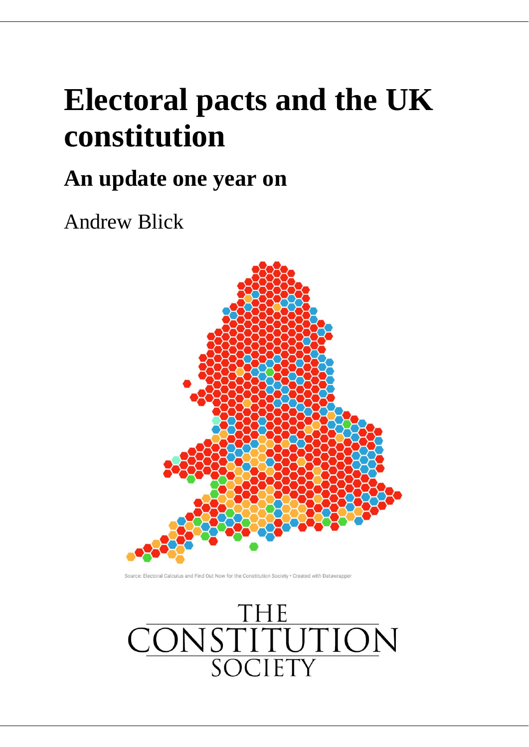# Electoral pacts and the UK constitution

## An update one year on

Andrew Blick

Source: Electoral Calculus and Find Out Now for the Constitution Society • Created with Datawrapper

THE CONSTITUTION SOCIETY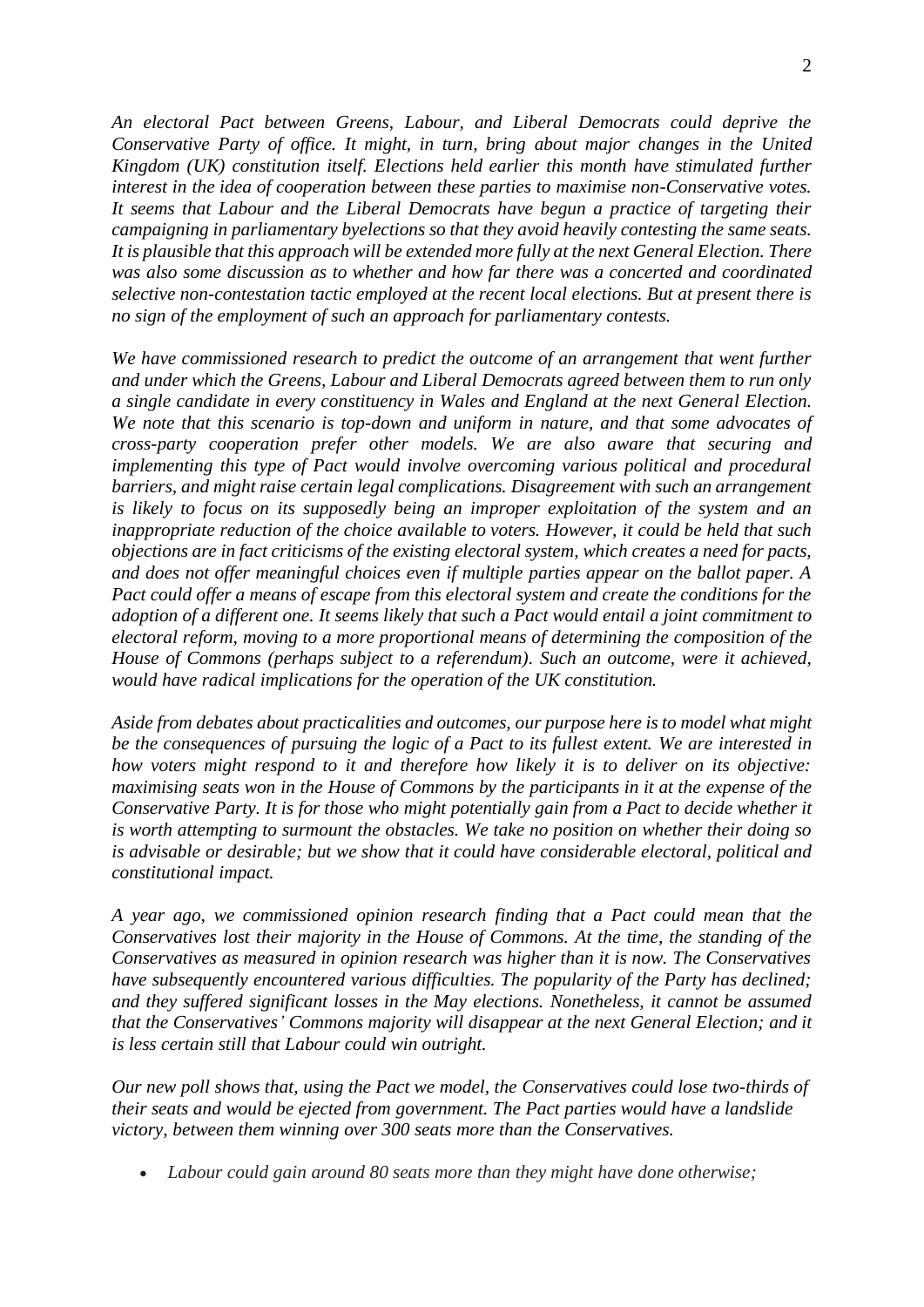*An electoral Pact between Greens, Labour, and Liberal Democrats could deprive the Conservative Party of office. It might, in turn, bring about major changes in the United Kingdom (UK) constitution itself. Elections held earlier this month have stimulated further interest in the idea of cooperation between these parties to maximise non-Conservative votes. It seems that Labour and the Liberal Democrats have begun a practice of targeting their campaigning in parliamentary byelections so that they avoid heavily contesting the same seats. It is plausible that this approach will be extended more fully at the next General Election. There was also some discussion as to whether and how far there was a concerted and coordinated selective non-contestation tactic employed at the recent local elections. But at present there is no sign of the employment of such an approach for parliamentary contests.*

*We have commissioned research to predict the outcome of an arrangement that went further and under which the Greens, Labour and Liberal Democrats agreed between them to run only a single candidate in every constituency in Wales and England at the next General Election. We note that this scenario is top-down and uniform in nature, and that some advocates of cross-party cooperation prefer other models. We are also aware that securing and implementing this type of Pact would involve overcoming various political and procedural barriers, and might raise certain legal complications. Disagreement with such an arrangement is likely to focus on its supposedly being an improper exploitation of the system and an inappropriate reduction of the choice available to voters. However, it could be held that such objections are in fact criticisms of the existing electoral system, which creates a need for pacts, and does not offer meaningful choices even if multiple parties appear on the ballot paper. A Pact could offer a means of escape from this electoral system and create the conditions for the adoption of a different one. It seems likely that such a Pact would entail a joint commitment to electoral reform, moving to a more proportional means of determining the composition of the House of Commons (perhaps subject to a referendum). Such an outcome, were it achieved, would have radical implications for the operation of the UK constitution.*

*Aside from debates about practicalities and outcomes, our purpose here is to model what might be the consequences of pursuing the logic of a Pact to its fullest extent. We are interested in how voters might respond to it and therefore how likely it is to deliver on its objective: maximising seats won in the House of Commons by the participants in it at the expense of the Conservative Party. It is for those who might potentially gain from a Pact to decide whether it is worth attempting to surmount the obstacles. We take no position on whether their doing so is advisable or desirable; but we show that it could have considerable electoral, political and constitutional impact.*

*A year ago, we commissioned opinion research finding that a Pact could mean that the Conservatives lost their majority in the House of Commons. At the time, the standing of the Conservatives as measured in opinion research was higher than it is now. The Conservatives have subsequently encountered various difficulties. The popularity of the Party has declined; and they suffered significant losses in the May elections. Nonetheless, it cannot be assumed that the Conservatives' Commons majority will disappear at the next General Election; and it is less certain still that Labour could win outright.*

*Our new poll shows that, using the Pact we model, the Conservatives could lose two-thirds of their seats and would be ejected from government. The Pact parties would have a landslide victory, between them winning over 300 seats more than the Conservatives.*

- *Labour could gain around 80 seats more than they might have done otherwise;*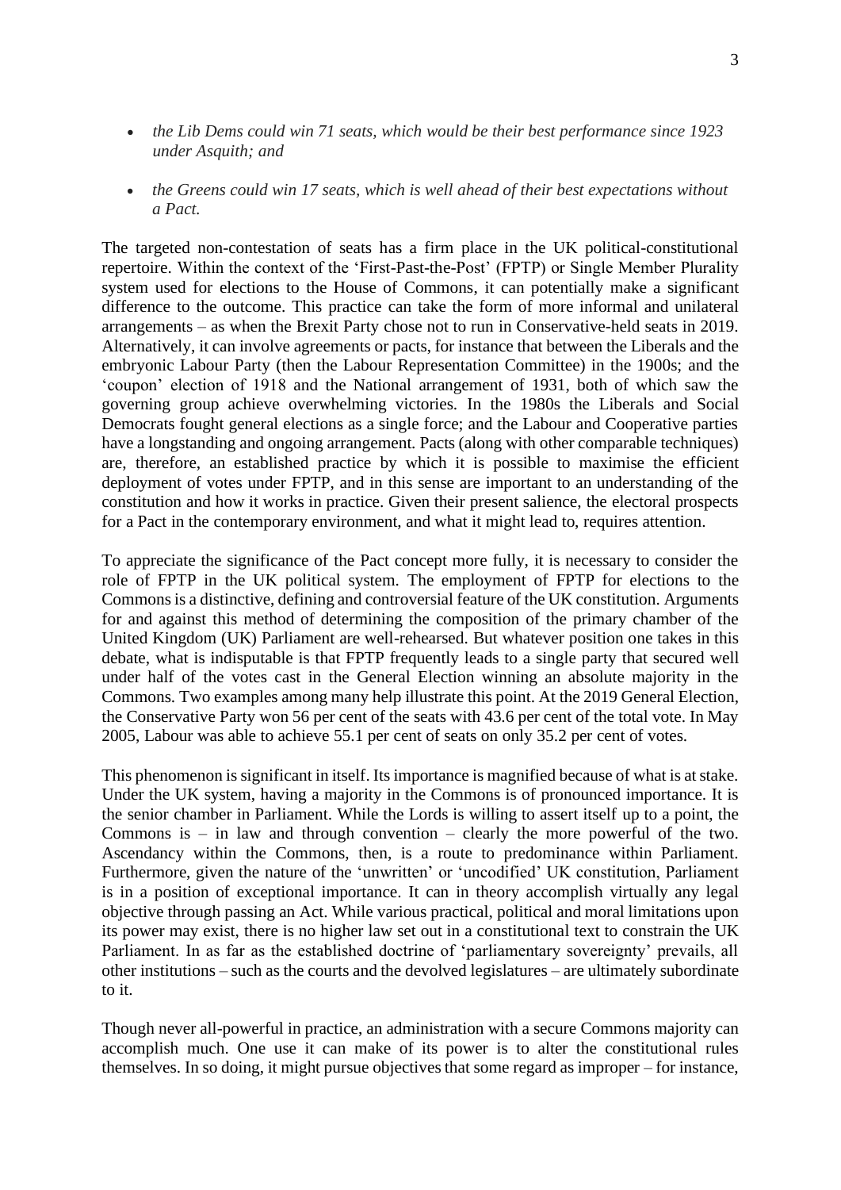- *the Lib Dems could win 71 seats, which would be their best performance since 1923 under Asquith; and*

- *the Greens could win 17 seats, which is well ahead of their best expectations without a Pact.*

The targeted non-contestation of seats has a firm place in the UK political-constitutional repertoire. Within the context of the 'First-Past-the-Post' (FPTP) or Single Member Plurality system used for elections to the House of Commons, it can potentially make a significant difference to the outcome. This practice can take the form of more informal and unilateral arrangements – as when the Brexit Party chose not to run in Conservative-held seats in 2019. Alternatively, it can involve agreements or pacts, for instance that between the Liberals and the embryonic Labour Party (then the Labour Representation Committee) in the 1900s; and the 'coupon' election of 1918 and the National arrangement of 1931, both of which saw the governing group achieve overwhelming victories. In the 1980s the Liberals and Social Democrats fought general elections as a single force; and the Labour and Cooperative parties have a longstanding and ongoing arrangement. Pacts (along with other comparable techniques) are, therefore, an established practice by which it is possible to maximise the efficient deployment of votes under FPTP, and in this sense are important to an understanding of the constitution and how it works in practice. Given their present salience, the electoral prospects for a Pact in the contemporary environment, and what it might lead to, requires attention.

To appreciate the significance of the Pact concept more fully, it is necessary to consider the role of FPTP in the UK political system. The employment of FPTP for elections to the Commons is a distinctive, defining and controversial feature of the UK constitution. Arguments for and against this method of determining the composition of the primary chamber of the United Kingdom (UK) Parliament are well-rehearsed. But whatever position one takes in this debate, what is indisputable is that FPTP frequently leads to a single party that secured well under half of the votes cast in the General Election winning an absolute majority in the Commons. Two examples among many help illustrate this point. At the 2019 General Election, the Conservative Party won 56 per cent of the seats with 43.6 per cent of the total vote. In May 2005, Labour was able to achieve 55.1 per cent of seats on only 35.2 per cent of votes.

This phenomenon is significant in itself. Its importance is magnified because of what is at stake. Under the UK system, having a majority in the Commons is of pronounced importance. It is the senior chamber in Parliament. While the Lords is willing to assert itself up to a point, the Commons is – in law and through convention – clearly the more powerful of the two. Ascendancy within the Commons, then, is a route to predominance within Parliament. Furthermore, given the nature of the 'unwritten' or 'uncodified' UK constitution, Parliament is in a position of exceptional importance. It can in theory accomplish virtually any legal objective through passing an Act. While various practical, political and moral limitations upon its power may exist, there is no higher law set out in a constitutional text to constrain the UK Parliament. In as far as the established doctrine of 'parliamentary sovereignty' prevails, all other institutions – such as the courts and the devolved legislatures – are ultimately subordinate to it.

Though never all-powerful in practice, an administration with a secure Commons majority can accomplish much. One use it can make of its power is to alter the constitutional rules themselves. In so doing, it might pursue objectives that some regard as improper – for instance,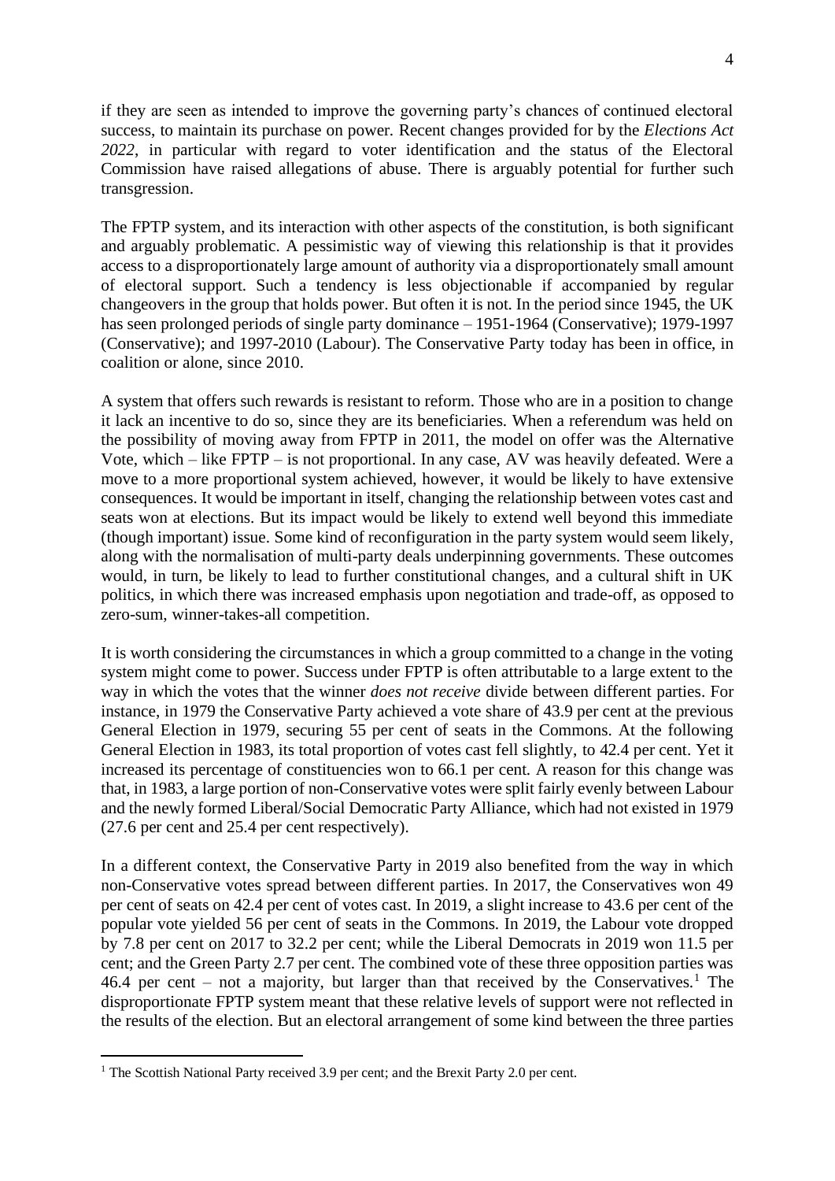if they are seen as intended to improve the governing party's chances of continued electoral success, to maintain its purchase on power. Recent changes provided for by the *Elections Act 2022*, in particular with regard to voter identification and the status of the Electoral Commission have raised allegations of abuse. There is arguably potential for further such transgression.

The FPTP system, and its interaction with other aspects of the constitution, is both significant and arguably problematic. A pessimistic way of viewing this relationship is that it provides access to a disproportionately large amount of authority via a disproportionately small amount of electoral support. Such a tendency is less objectionable if accompanied by regular changeovers in the group that holds power. But often it is not. In the period since 1945, the UK has seen prolonged periods of single party dominance – 1951-1964 (Conservative); 1979-1997 (Conservative); and 1997-2010 (Labour). The Conservative Party today has been in office, in coalition or alone, since 2010.

A system that offers such rewards is resistant to reform. Those who are in a position to change it lack an incentive to do so, since they are its beneficiaries. When a referendum was held on the possibility of moving away from FPTP in 2011, the model on offer was the Alternative Vote, which – like FPTP – is not proportional. In any case, AV was heavily defeated. Were a move to a more proportional system achieved, however, it would be likely to have extensive consequences. It would be important in itself, changing the relationship between votes cast and seats won at elections. But its impact would be likely to extend well beyond this immediate (though important) issue. Some kind of reconfiguration in the party system would seem likely, along with the normalisation of multi-party deals underpinning governments. These outcomes would, in turn, be likely to lead to further constitutional changes, and a cultural shift in UK politics, in which there was increased emphasis upon negotiation and trade-off, as opposed to zero-sum, winner-takes-all competition.

It is worth considering the circumstances in which a group committed to a change in the voting system might come to power. Success under FPTP is often attributable to a large extent to the way in which the votes that the winner *does not receive* divide between different parties. For instance, in 1979 the Conservative Party achieved a vote share of 43.9 per cent at the previous General Election in 1979, securing 55 per cent of seats in the Commons. At the following General Election in 1983, its total proportion of votes cast fell slightly, to 42.4 per cent. Yet it increased its percentage of constituencies won to 66.1 per cent. A reason for this change was that, in 1983, a large portion of non-Conservative votes were split fairly evenly between Labour and the newly formed Liberal/Social Democratic Party Alliance, which had not existed in 1979 (27.6 per cent and 25.4 per cent respectively).

In a different context, the Conservative Party in 2019 also benefited from the way in which non-Conservative votes spread between different parties. In 2017, the Conservatives won 49 per cent of seats on 42.4 per cent of votes cast. In 2019, a slight increase to 43.6 per cent of the popular vote yielded 56 per cent of seats in the Commons. In 2019, the Labour vote dropped by 7.8 per cent on 2017 to 32.2 per cent; while the Liberal Democrats in 2019 won 11.5 per cent; and the Green Party 2.7 per cent. The combined vote of these three opposition parties was 46.4 per cent – not a majority, but larger than that received by the Conservatives.[1] The disproportionate FPTP system meant that these relative levels of support were not reflected in the results of the election. But an electoral arrangement of some kind between the three parties

[1] The Scottish National Party received 3.9 per cent; and the Brexit Party 2.0 per cent.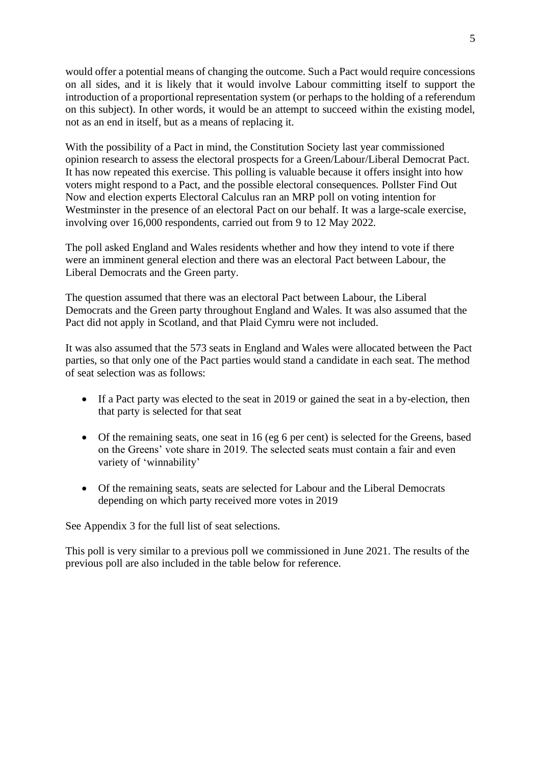would offer a potential means of changing the outcome. Such a Pact would require concessions on all sides, and it is likely that it would involve Labour committing itself to support the introduction of a proportional representation system (or perhaps to the holding of a referendum on this subject). In other words, it would be an attempt to succeed within the existing model, not as an end in itself, but as a means of replacing it.

With the possibility of a Pact in mind, the Constitution Society last year commissioned opinion research to assess the electoral prospects for a Green/Labour/Liberal Democrat Pact. It has now repeated this exercise. This polling is valuable because it offers insight into how voters might respond to a Pact, and the possible electoral consequences. Pollster Find Out Now and election experts Electoral Calculus ran an MRP poll on voting intention for Westminster in the presence of an electoral Pact on our behalf. It was a large-scale exercise, involving over 16,000 respondents, carried out from 9 to 12 May 2022.

The poll asked England and Wales residents whether and how they intend to vote if there were an imminent general election and there was an electoral Pact between Labour, the Liberal Democrats and the Green party.

The question assumed that there was an electoral Pact between Labour, the Liberal Democrats and the Green party throughout England and Wales. It was also assumed that the Pact did not apply in Scotland, and that Plaid Cymru were not included.

It was also assumed that the 573 seats in England and Wales were allocated between the Pact parties, so that only one of the Pact parties would stand a candidate in each seat. The method of seat selection was as follows:

- If a Pact party was elected to the seat in 2019 or gained the seat in a by-election, then that party is selected for that seat
- Of the remaining seats, one seat in 16 (eg 6 per cent) is selected for the Greens, based on the Greens' vote share in 2019. The selected seats must contain a fair and even variety of 'winnability'
- Of the remaining seats, seats are selected for Labour and the Liberal Democrats depending on which party received more votes in 2019

See Appendix 3 for the full list of seat selections.

This poll is very similar to a previous poll we commissioned in June 2021. The results of the previous poll are also included in the table below for reference.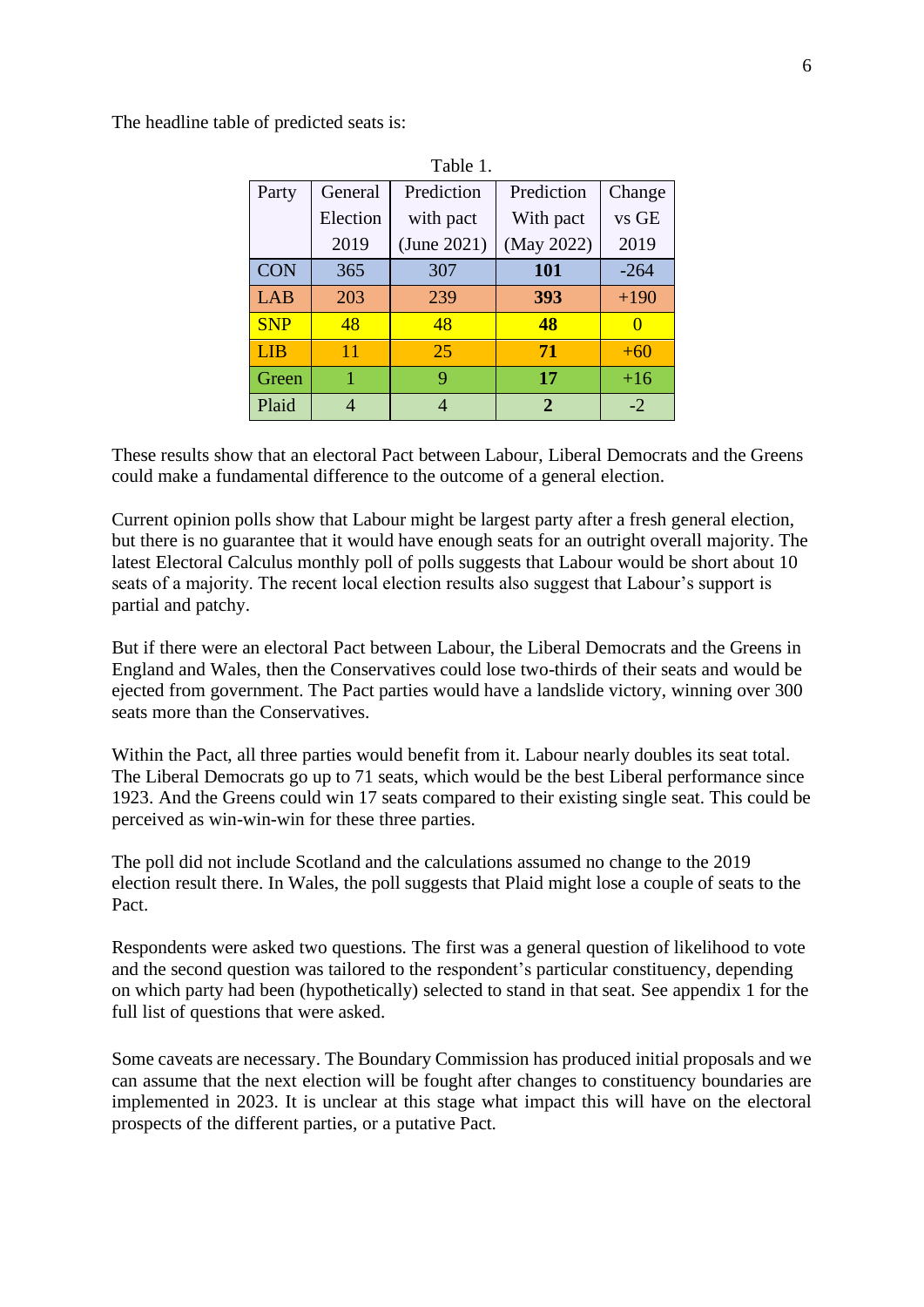The headline table of predicted seats is:

Table 1.

| Party | General Election 2019 | Prediction with pact (June 2021) | Prediction With pact (May 2022) | Change vs GE 2019 |
|---|---|---|---|---|
| CON | 365 | 307 | **101** | -264 |
| LAB | 203 | 239 | **393** | +190 |
| SNP | 48 | 48 | **48** | 0 |
| LIB | 11 | 25 | **71** | +60 |
| Green | 1 | 9 | **17** | +16 |
| Plaid | 4 | 4 | **2** | -2 |

These results show that an electoral Pact between Labour, Liberal Democrats and the Greens could make a fundamental difference to the outcome of a general election.

Current opinion polls show that Labour might be largest party after a fresh general election, but there is no guarantee that it would have enough seats for an outright overall majority. The latest Electoral Calculus monthly poll of polls suggests that Labour would be short about 10 seats of a majority. The recent local election results also suggest that Labour's support is partial and patchy.

But if there were an electoral Pact between Labour, the Liberal Democrats and the Greens in England and Wales, then the Conservatives could lose two-thirds of their seats and would be ejected from government. The Pact parties would have a landslide victory, winning over 300 seats more than the Conservatives.

Within the Pact, all three parties would benefit from it. Labour nearly doubles its seat total. The Liberal Democrats go up to 71 seats, which would be the best Liberal performance since 1923. And the Greens could win 17 seats compared to their existing single seat. This could be perceived as win-win-win for these three parties.

The poll did not include Scotland and the calculations assumed no change to the 2019 election result there. In Wales, the poll suggests that Plaid might lose a couple of seats to the Pact.

Respondents were asked two questions. The first was a general question of likelihood to vote and the second question was tailored to the respondent's particular constituency, depending on which party had been (hypothetically) selected to stand in that seat. See appendix 1 for the full list of questions that were asked.

Some caveats are necessary. The Boundary Commission has produced initial proposals and we can assume that the next election will be fought after changes to constituency boundaries are implemented in 2023. It is unclear at this stage what impact this will have on the electoral prospects of the different parties, or a putative Pact.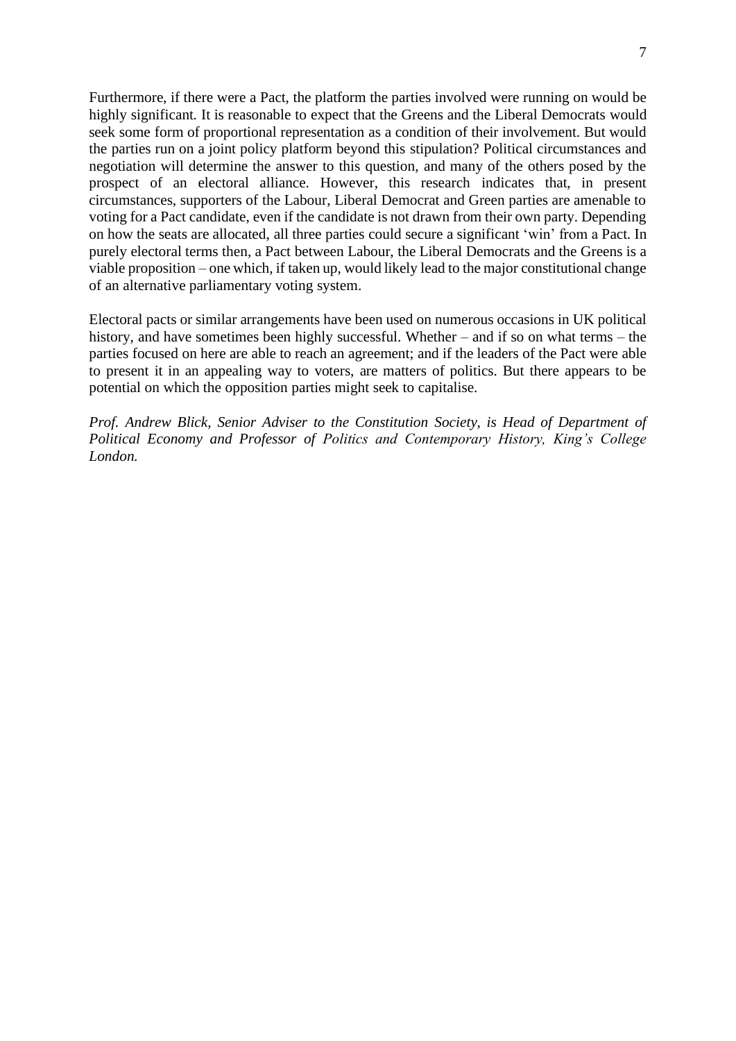Furthermore, if there were a Pact, the platform the parties involved were running on would be highly significant. It is reasonable to expect that the Greens and the Liberal Democrats would seek some form of proportional representation as a condition of their involvement. But would the parties run on a joint policy platform beyond this stipulation? Political circumstances and negotiation will determine the answer to this question, and many of the others posed by the prospect of an electoral alliance. However, this research indicates that, in present circumstances, supporters of the Labour, Liberal Democrat and Green parties are amenable to voting for a Pact candidate, even if the candidate is not drawn from their own party. Depending on how the seats are allocated, all three parties could secure a significant 'win' from a Pact. In purely electoral terms then, a Pact between Labour, the Liberal Democrats and the Greens is a viable proposition – one which, if taken up, would likely lead to the major constitutional change of an alternative parliamentary voting system.

Electoral pacts or similar arrangements have been used on numerous occasions in UK political history, and have sometimes been highly successful. Whether – and if so on what terms – the parties focused on here are able to reach an agreement; and if the leaders of the Pact were able to present it in an appealing way to voters, are matters of politics. But there appears to be potential on which the opposition parties might seek to capitalise.

*Prof. Andrew Blick, Senior Adviser to the Constitution Society, is Head of Department of Political Economy and Professor of Politics and Contemporary History, King's College London.*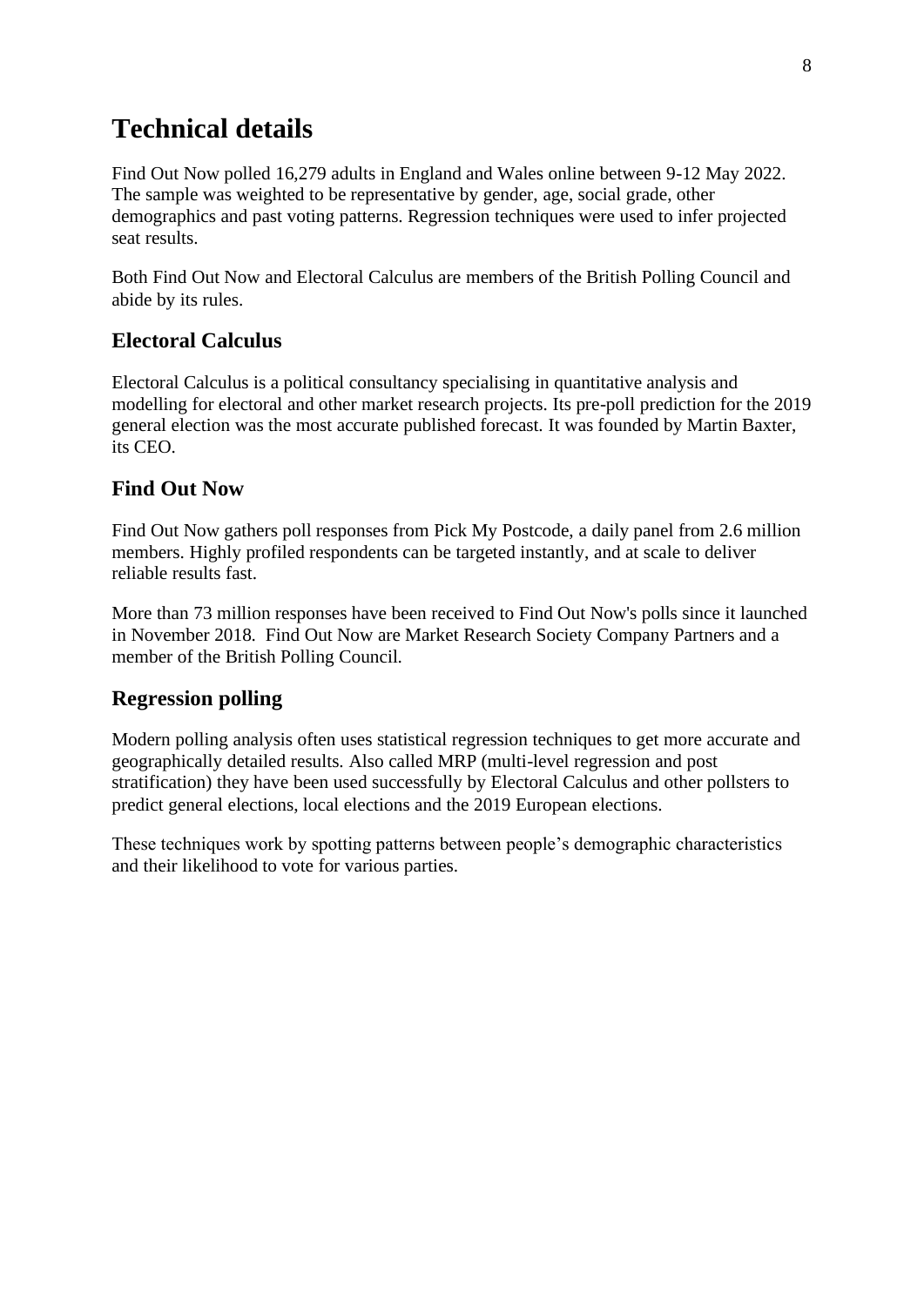# Technical details

Find Out Now polled 16,279 adults in England and Wales online between 9-12 May 2022. The sample was weighted to be representative by gender, age, social grade, other demographics and past voting patterns. Regression techniques were used to infer projected seat results.

Both Find Out Now and Electoral Calculus are members of the British Polling Council and abide by its rules.

## Electoral Calculus

Electoral Calculus is a political consultancy specialising in quantitative analysis and modelling for electoral and other market research projects. Its pre-poll prediction for the 2019 general election was the most accurate published forecast. It was founded by Martin Baxter, its CEO.

## Find Out Now

Find Out Now gathers poll responses from Pick My Postcode, a daily panel from 2.6 million members. Highly profiled respondents can be targeted instantly, and at scale to deliver reliable results fast.

More than 73 million responses have been received to Find Out Now's polls since it launched in November 2018. Find Out Now are Market Research Society Company Partners and a member of the British Polling Council.

## Regression polling

Modern polling analysis often uses statistical regression techniques to get more accurate and geographically detailed results. Also called MRP (multi-level regression and post stratification) they have been used successfully by Electoral Calculus and other pollsters to predict general elections, local elections and the 2019 European elections.

These techniques work by spotting patterns between people's demographic characteristics and their likelihood to vote for various parties.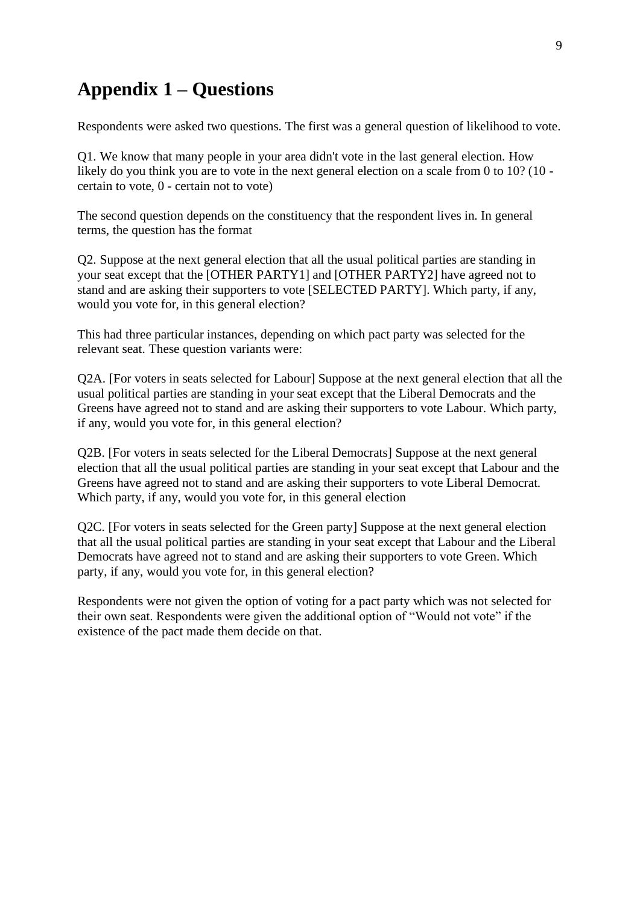# Appendix 1 – Questions

Respondents were asked two questions. The first was a general question of likelihood to vote.

Q1. We know that many people in your area didn't vote in the last general election. How likely do you think you are to vote in the next general election on a scale from 0 to 10? (10 - certain to vote, 0 - certain not to vote)

The second question depends on the constituency that the respondent lives in. In general terms, the question has the format

Q2. Suppose at the next general election that all the usual political parties are standing in your seat except that the [OTHER PARTY1] and [OTHER PARTY2] have agreed not to stand and are asking their supporters to vote [SELECTED PARTY]. Which party, if any, would you vote for, in this general election?

This had three particular instances, depending on which pact party was selected for the relevant seat. These question variants were:

Q2A. [For voters in seats selected for Labour] Suppose at the next general election that all the usual political parties are standing in your seat except that the Liberal Democrats and the Greens have agreed not to stand and are asking their supporters to vote Labour. Which party, if any, would you vote for, in this general election?

Q2B. [For voters in seats selected for the Liberal Democrats] Suppose at the next general election that all the usual political parties are standing in your seat except that Labour and the Greens have agreed not to stand and are asking their supporters to vote Liberal Democrat. Which party, if any, would you vote for, in this general election

Q2C. [For voters in seats selected for the Green party] Suppose at the next general election that all the usual political parties are standing in your seat except that Labour and the Liberal Democrats have agreed not to stand and are asking their supporters to vote Green. Which party, if any, would you vote for, in this general election?

Respondents were not given the option of voting for a pact party which was not selected for their own seat. Respondents were given the additional option of "Would not vote" if the existence of the pact made them decide on that.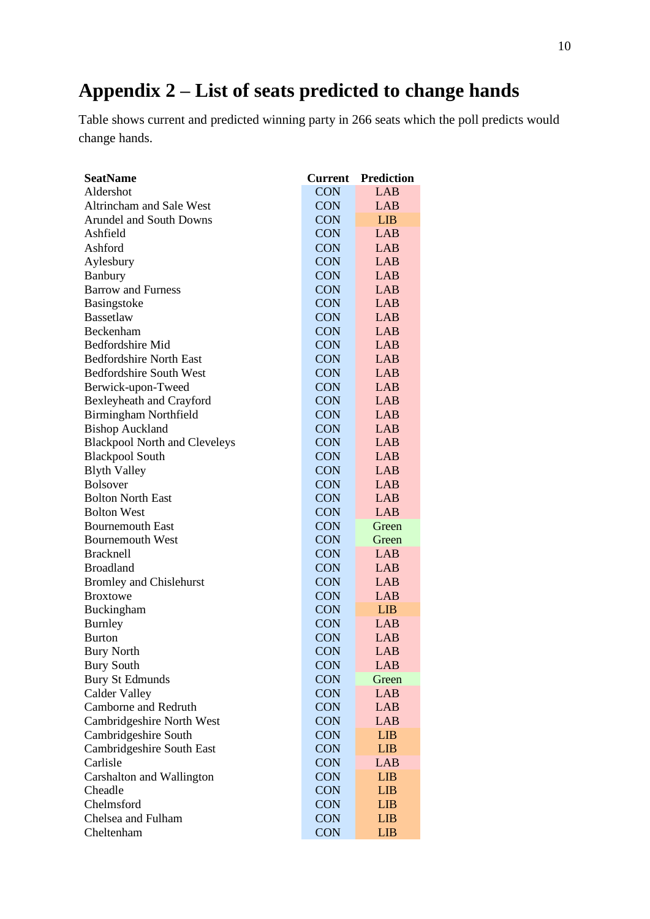# Appendix 2 – List of seats predicted to change hands

Table shows current and predicted winning party in 266 seats which the poll predicts would change hands.

| SeatName | Current | Prediction |
|---|---|---|
| Aldershot | CON | LAB |
| Altrincham and Sale West | CON | LAB |
| Arundel and South Downs | CON | LIB |
| Ashfield | CON | LAB |
| Ashford | CON | LAB |
| Aylesbury | CON | LAB |
| Banbury | CON | LAB |
| Barrow and Furness | CON | LAB |
| Basingstoke | CON | LAB |
| Bassetlaw | CON | LAB |
| Beckenham | CON | LAB |
| Bedfordshire Mid | CON | LAB |
| Bedfordshire North East | CON | LAB |
| Bedfordshire South West | CON | LAB |
| Berwick-upon-Tweed | CON | LAB |
| Bexleyheath and Crayford | CON | LAB |
| Birmingham Northfield | CON | LAB |
| Bishop Auckland | CON | LAB |
| Blackpool North and Cleveleys | CON | LAB |
| Blackpool South | CON | LAB |
| Blyth Valley | CON | LAB |
| Bolsover | CON | LAB |
| Bolton North East | CON | LAB |
| Bolton West | CON | LAB |
| Bournemouth East | CON | Green |
| Bournemouth West | CON | Green |
| Bracknell | CON | LAB |
| Broadland | CON | LAB |
| Bromley and Chislehurst | CON | LAB |
| Broxtowe | CON | LAB |
| Buckingham | CON | LIB |
| Burnley | CON | LAB |
| Burton | CON | LAB |
| Bury North | CON | LAB |
| Bury South | CON | LAB |
| Bury St Edmunds | CON | Green |
| Calder Valley | CON | LAB |
| Camborne and Redruth | CON | LAB |
| Cambridgeshire North West | CON | LAB |
| Cambridgeshire South | CON | LIB |
| Cambridgeshire South East | CON | LIB |
| Carlisle | CON | LAB |
| Carshalton and Wallington | CON | LIB |
| Cheadle | CON | LIB |
| Chelmsford | CON | LIB |
| Chelsea and Fulham | CON | LIB |
| Cheltenham | CON | LIB |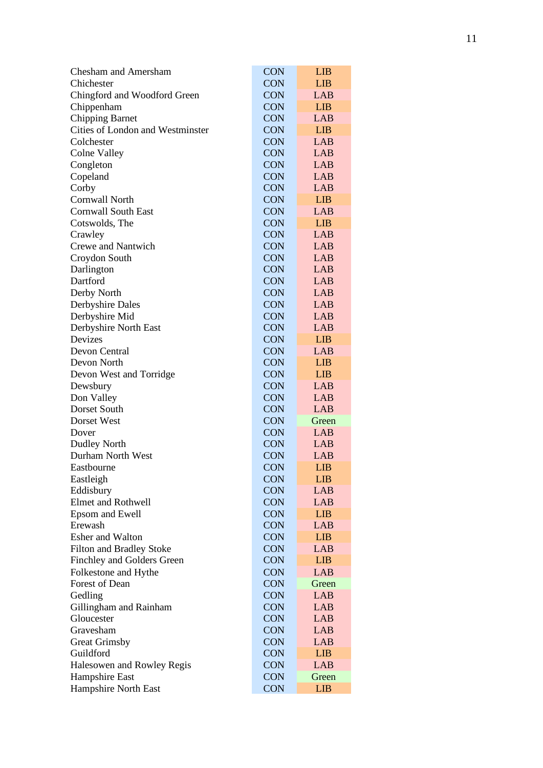| | | |
|---|---|---|
| Chesham and Amersham | CON | LIB |
| Chichester | CON | LIB |
| Chingford and Woodford Green | CON | LAB |
| Chippenham | CON | LIB |
| Chipping Barnet | CON | LAB |
| Cities of London and Westminster | CON | LIB |
| Colchester | CON | LAB |
| Colne Valley | CON | LAB |
| Congleton | CON | LAB |
| Copeland | CON | LAB |
| Corby | CON | LAB |
| Cornwall North | CON | LIB |
| Cornwall South East | CON | LAB |
| Cotswolds, The | CON | LIB |
| Crawley | CON | LAB |
| Crewe and Nantwich | CON | LAB |
| Croydon South | CON | LAB |
| Darlington | CON | LAB |
| Dartford | CON | LAB |
| Derby North | CON | LAB |
| Derbyshire Dales | CON | LAB |
| Derbyshire Mid | CON | LAB |
| Derbyshire North East | CON | LAB |
| Devizes | CON | LIB |
| Devon Central | CON | LAB |
| Devon North | CON | LIB |
| Devon West and Torridge | CON | LIB |
| Dewsbury | CON | LAB |
| Don Valley | CON | LAB |
| Dorset South | CON | LAB |
| Dorset West | CON | Green |
| Dover | CON | LAB |
| Dudley North | CON | LAB |
| Durham North West | CON | LAB |
| Eastbourne | CON | LIB |
| Eastleigh | CON | LIB |
| Eddisbury | CON | LAB |
| Elmet and Rothwell | CON | LAB |
| Epsom and Ewell | CON | LIB |
| Erewash | CON | LAB |
| Esher and Walton | CON | LIB |
| Filton and Bradley Stoke | CON | LAB |
| Finchley and Golders Green | CON | LIB |
| Folkestone and Hythe | CON | LAB |
| Forest of Dean | CON | Green |
| Gedling | CON | LAB |
| Gillingham and Rainham | CON | LAB |
| Gloucester | CON | LAB |
| Gravesham | CON | LAB |
| Great Grimsby | CON | LAB |
| Guildford | CON | LIB |
| Halesowen and Rowley Regis | CON | LAB |
| Hampshire East | CON | Green |
| Hampshire North East | CON | LIB |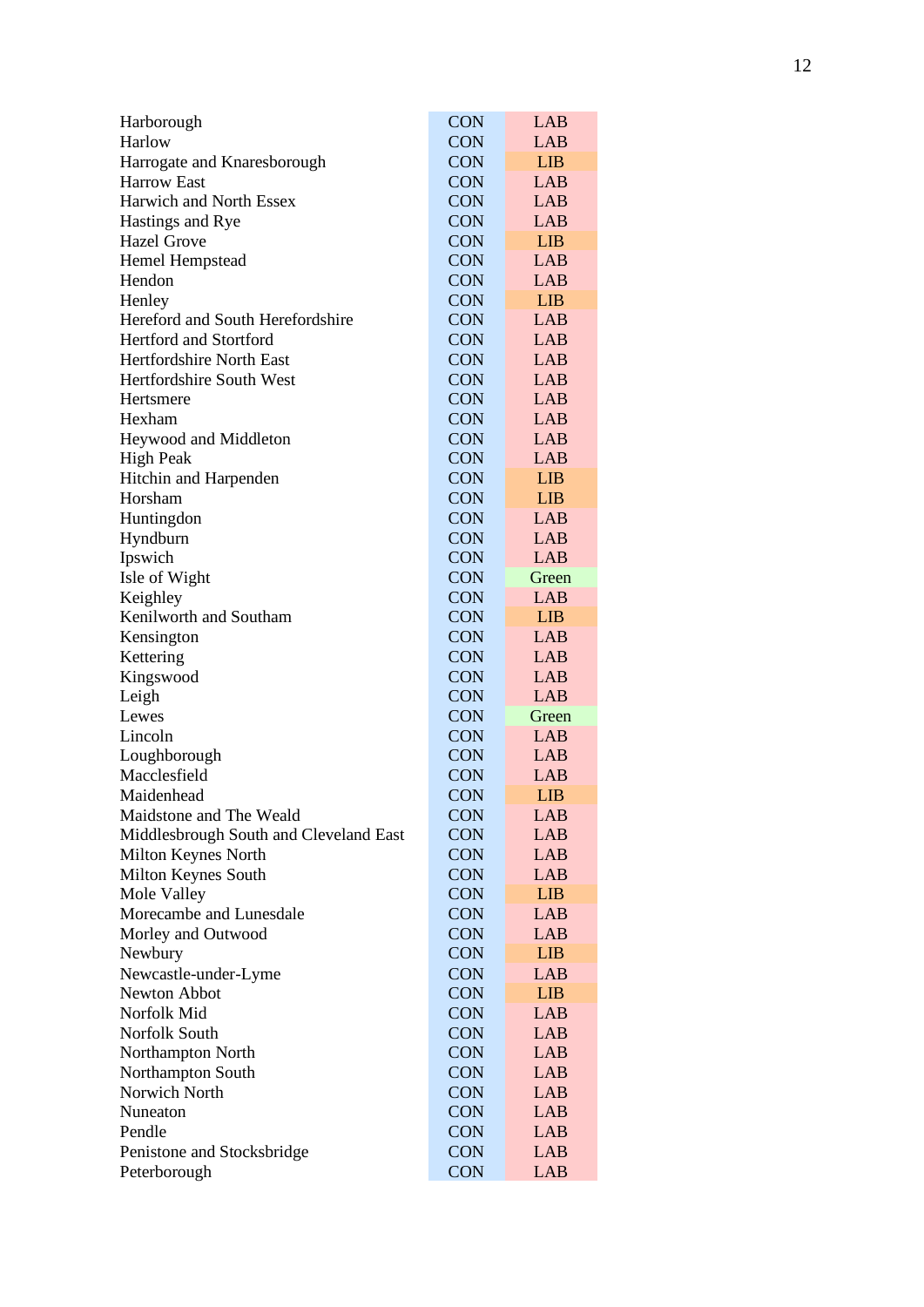| | | |
|---|---|---|
| Harborough | CON | LAB |
| Harlow | CON | LAB |
| Harrogate and Knaresborough | CON | LIB |
| Harrow East | CON | LAB |
| Harwich and North Essex | CON | LAB |
| Hastings and Rye | CON | LAB |
| Hazel Grove | CON | LIB |
| Hemel Hempstead | CON | LAB |
| Hendon | CON | LAB |
| Henley | CON | LIB |
| Hereford and South Herefordshire | CON | LAB |
| Hertford and Stortford | CON | LAB |
| Hertfordshire North East | CON | LAB |
| Hertfordshire South West | CON | LAB |
| Hertsmere | CON | LAB |
| Hexham | CON | LAB |
| Heywood and Middleton | CON | LAB |
| High Peak | CON | LAB |
| Hitchin and Harpenden | CON | LIB |
| Horsham | CON | LIB |
| Huntingdon | CON | LAB |
| Hyndburn | CON | LAB |
| Ipswich | CON | LAB |
| Isle of Wight | CON | Green |
| Keighley | CON | LAB |
| Kenilworth and Southam | CON | LIB |
| Kensington | CON | LAB |
| Kettering | CON | LAB |
| Kingswood | CON | LAB |
| Leigh | CON | LAB |
| Lewes | CON | Green |
| Lincoln | CON | LAB |
| Loughborough | CON | LAB |
| Macclesfield | CON | LAB |
| Maidenhead | CON | LIB |
| Maidstone and The Weald | CON | LAB |
| Middlesbrough South and Cleveland East | CON | LAB |
| Milton Keynes North | CON | LAB |
| Milton Keynes South | CON | LAB |
| Mole Valley | CON | LIB |
| Morecambe and Lunesdale | CON | LAB |
| Morley and Outwood | CON | LAB |
| Newbury | CON | LIB |
| Newcastle-under-Lyme | CON | LAB |
| Newton Abbot | CON | LIB |
| Norfolk Mid | CON | LAB |
| Norfolk South | CON | LAB |
| Northampton North | CON | LAB |
| Northampton South | CON | LAB |
| Norwich North | CON | LAB |
| Nuneaton | CON | LAB |
| Pendle | CON | LAB |
| Penistone and Stocksbridge | CON | LAB |
| Peterborough | CON | LAB |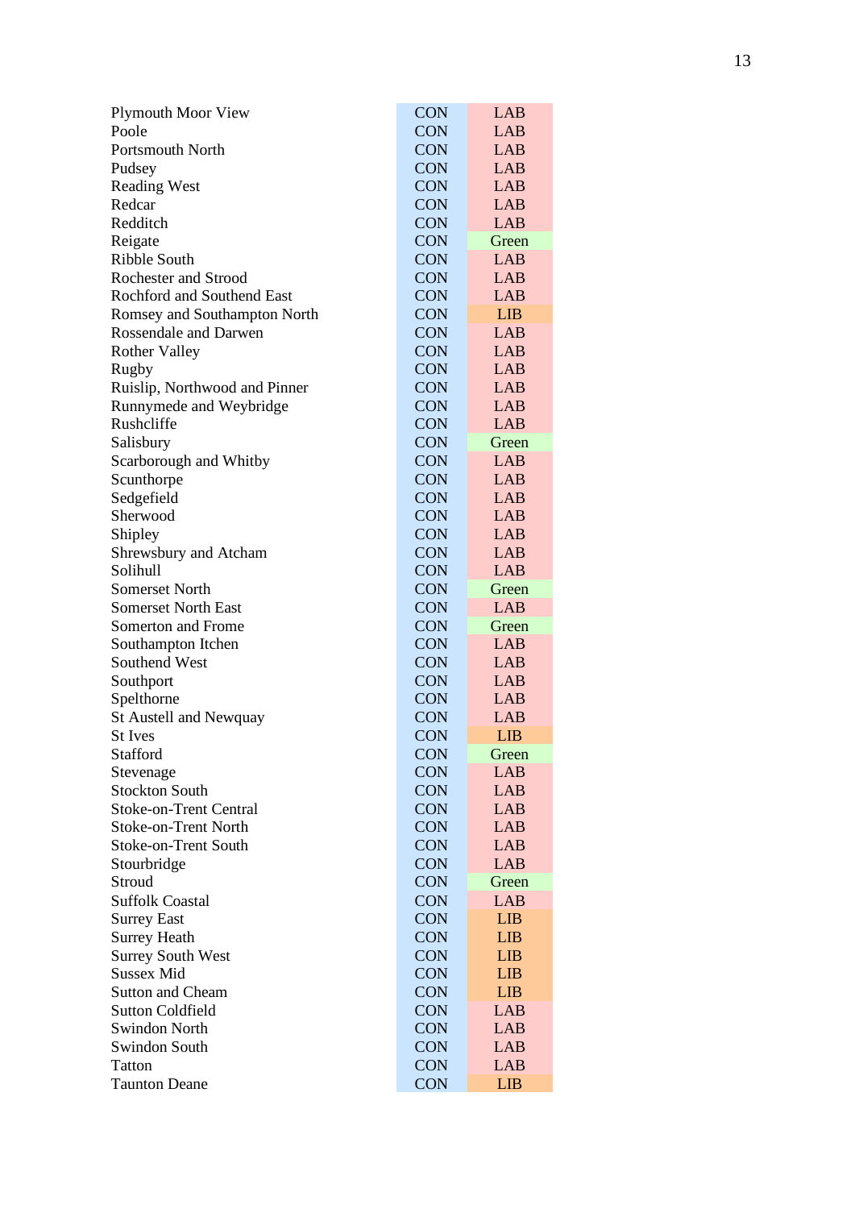| | | |
|---|---|---|
| Plymouth Moor View | CON | LAB |
| Poole | CON | LAB |
| Portsmouth North | CON | LAB |
| Pudsey | CON | LAB |
| Reading West | CON | LAB |
| Redcar | CON | LAB |
| Redditch | CON | LAB |
| Reigate | CON | Green |
| Ribble South | CON | LAB |
| Rochester and Strood | CON | LAB |
| Rochford and Southend East | CON | LAB |
| Romsey and Southampton North | CON | LIB |
| Rossendale and Darwen | CON | LAB |
| Rother Valley | CON | LAB |
| Rugby | CON | LAB |
| Ruislip, Northwood and Pinner | CON | LAB |
| Runnymede and Weybridge | CON | LAB |
| Rushcliffe | CON | LAB |
| Salisbury | CON | Green |
| Scarborough and Whitby | CON | LAB |
| Scunthorpe | CON | LAB |
| Sedgefield | CON | LAB |
| Sherwood | CON | LAB |
| Shipley | CON | LAB |
| Shrewsbury and Atcham | CON | LAB |
| Solihull | CON | LAB |
| Somerset North | CON | Green |
| Somerset North East | CON | LAB |
| Somerton and Frome | CON | Green |
| Southampton Itchen | CON | LAB |
| Southend West | CON | LAB |
| Southport | CON | LAB |
| Spelthorne | CON | LAB |
| St Austell and Newquay | CON | LAB |
| St Ives | CON | LIB |
| Stafford | CON | Green |
| Stevenage | CON | LAB |
| Stockton South | CON | LAB |
| Stoke-on-Trent Central | CON | LAB |
| Stoke-on-Trent North | CON | LAB |
| Stoke-on-Trent South | CON | LAB |
| Stourbridge | CON | LAB |
| Stroud | CON | Green |
| Suffolk Coastal | CON | LAB |
| Surrey East | CON | LIB |
| Surrey Heath | CON | LIB |
| Surrey South West | CON | LIB |
| Sussex Mid | CON | LIB |
| Sutton and Cheam | CON | LIB |
| Sutton Coldfield | CON | LAB |
| Swindon North | CON | LAB |
| Swindon South | CON | LAB |
| Tatton | CON | LAB |
| Taunton Deane | CON | LIB |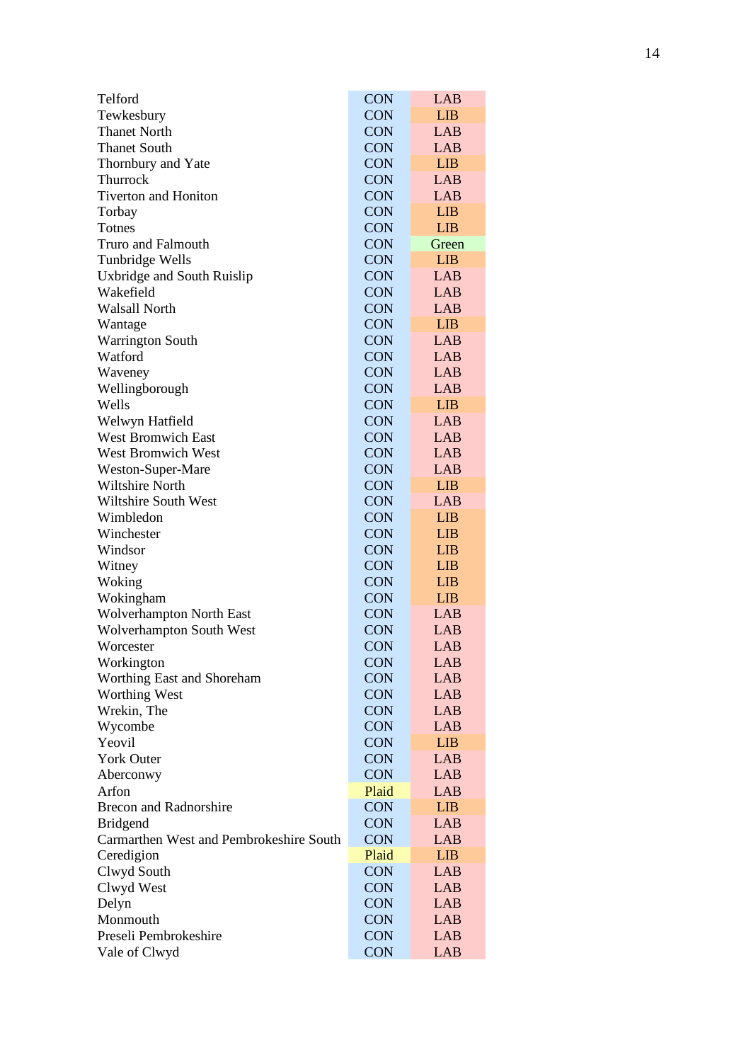| | | |
|---|---|---|
| Telford | CON | LAB |
| Tewkesbury | CON | LIB |
| Thanet North | CON | LAB |
| Thanet South | CON | LAB |
| Thornbury and Yate | CON | LIB |
| Thurrock | CON | LAB |
| Tiverton and Honiton | CON | LAB |
| Torbay | CON | LIB |
| Totnes | CON | LIB |
| Truro and Falmouth | CON | Green |
| Tunbridge Wells | CON | LIB |
| Uxbridge and South Ruislip | CON | LAB |
| Wakefield | CON | LAB |
| Walsall North | CON | LAB |
| Wantage | CON | LIB |
| Warrington South | CON | LAB |
| Watford | CON | LAB |
| Waveney | CON | LAB |
| Wellingborough | CON | LAB |
| Wells | CON | LIB |
| Welwyn Hatfield | CON | LAB |
| West Bromwich East | CON | LAB |
| West Bromwich West | CON | LAB |
| Weston-Super-Mare | CON | LAB |
| Wiltshire North | CON | LIB |
| Wiltshire South West | CON | LAB |
| Wimbledon | CON | LIB |
| Winchester | CON | LIB |
| Windsor | CON | LIB |
| Witney | CON | LIB |
| Woking | CON | LIB |
| Wokingham | CON | LIB |
| Wolverhampton North East | CON | LAB |
| Wolverhampton South West | CON | LAB |
| Worcester | CON | LAB |
| Workington | CON | LAB |
| Worthing East and Shoreham | CON | LAB |
| Worthing West | CON | LAB |
| Wrekin, The | CON | LAB |
| Wycombe | CON | LAB |
| Yeovil | CON | LIB |
| York Outer | CON | LAB |
| Aberconwy | CON | LAB |
| Arfon | Plaid | LAB |
| Brecon and Radnorshire | CON | LIB |
| Bridgend | CON | LAB |
| Carmarthen West and Pembrokeshire South | CON | LAB |
| Ceredigion | Plaid | LIB |
| Clwyd South | CON | LAB |
| Clwyd West | CON | LAB |
| Delyn | CON | LAB |
| Monmouth | CON | LAB |
| Preseli Pembrokeshire | CON | LAB |
| Vale of Clwyd | CON | LAB |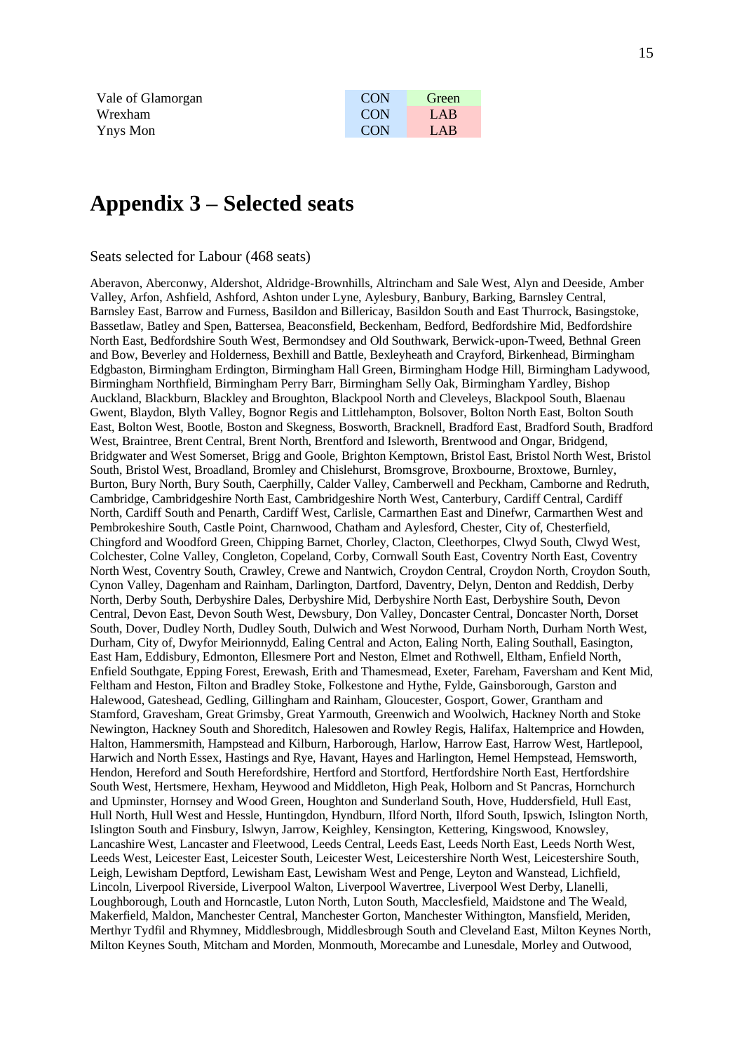| | | |
|---|---|---|
| Vale of Glamorgan | CON | Green |
| Wrexham | CON | LAB |
| Ynys Mon | CON | LAB |

# Appendix 3 – Selected seats

Seats selected for Labour (468 seats)

Aberavon, Aberconwy, Aldershot, Aldridge-Brownhills, Altrincham and Sale West, Alyn and Deeside, Amber Valley, Arfon, Ashfield, Ashford, Ashton under Lyne, Aylesbury, Banbury, Barking, Barnsley Central, Barnsley East, Barrow and Furness, Basildon and Billericay, Basildon South and East Thurrock, Basingstoke, Bassetlaw, Batley and Spen, Battersea, Beaconsfield, Beckenham, Bedford, Bedfordshire Mid, Bedfordshire North East, Bedfordshire South West, Bermondsey and Old Southwark, Berwick-upon-Tweed, Bethnal Green and Bow, Beverley and Holderness, Bexhill and Battle, Bexleyheath and Crayford, Birkenhead, Birmingham Edgbaston, Birmingham Erdington, Birmingham Hall Green, Birmingham Hodge Hill, Birmingham Ladywood, Birmingham Northfield, Birmingham Perry Barr, Birmingham Selly Oak, Birmingham Yardley, Bishop Auckland, Blackburn, Blackley and Broughton, Blackpool North and Cleveleys, Blackpool South, Blaenau Gwent, Blaydon, Blyth Valley, Bognor Regis and Littlehampton, Bolsover, Bolton North East, Bolton South East, Bolton West, Bootle, Boston and Skegness, Bosworth, Bracknell, Bradford East, Bradford South, Bradford West, Braintree, Brent Central, Brent North, Brentford and Isleworth, Brentwood and Ongar, Bridgend, Bridgwater and West Somerset, Brigg and Goole, Brighton Kemptown, Bristol East, Bristol North West, Bristol South, Bristol West, Broadland, Bromley and Chislehurst, Bromsgrove, Broxbourne, Broxtowe, Burnley, Burton, Bury North, Bury South, Caerphilly, Calder Valley, Camberwell and Peckham, Camborne and Redruth, Cambridge, Cambridgeshire North East, Cambridgeshire North West, Canterbury, Cardiff Central, Cardiff North, Cardiff South and Penarth, Cardiff West, Carlisle, Carmarthen East and Dinefwr, Carmarthen West and Pembrokeshire South, Castle Point, Charnwood, Chatham and Aylesford, Chester, City of, Chesterfield, Chingford and Woodford Green, Chipping Barnet, Chorley, Clacton, Cleethorpes, Clwyd South, Clwyd West, Colchester, Colne Valley, Congleton, Copeland, Corby, Cornwall South East, Coventry North East, Coventry North West, Coventry South, Crawley, Crewe and Nantwich, Croydon Central, Croydon North, Croydon South, Cynon Valley, Dagenham and Rainham, Darlington, Dartford, Daventry, Delyn, Denton and Reddish, Derby North, Derby South, Derbyshire Dales, Derbyshire Mid, Derbyshire North East, Derbyshire South, Devon Central, Devon East, Devon South West, Dewsbury, Don Valley, Doncaster Central, Doncaster North, Dorset South, Dover, Dudley North, Dudley South, Dulwich and West Norwood, Durham North, Durham North West, Durham, City of, Dwyfor Meirionnydd, Ealing Central and Acton, Ealing North, Ealing Southall, Easington, East Ham, Eddisbury, Edmonton, Ellesmere Port and Neston, Elmet and Rothwell, Eltham, Enfield North, Enfield Southgate, Epping Forest, Erewash, Erith and Thamesmead, Exeter, Fareham, Faversham and Kent Mid, Feltham and Heston, Filton and Bradley Stoke, Folkestone and Hythe, Fylde, Gainsborough, Garston and Halewood, Gateshead, Gedling, Gillingham and Rainham, Gloucester, Gosport, Gower, Grantham and Stamford, Gravesham, Great Grimsby, Great Yarmouth, Greenwich and Woolwich, Hackney North and Stoke Newington, Hackney South and Shoreditch, Halesowen and Rowley Regis, Halifax, Haltemprice and Howden, Halton, Hammersmith, Hampstead and Kilburn, Harborough, Harlow, Harrow East, Harrow West, Hartlepool, Harwich and North Essex, Hastings and Rye, Havant, Hayes and Harlington, Hemel Hempstead, Hemsworth, Hendon, Hereford and South Herefordshire, Hertford and Stortford, Hertfordshire North East, Hertfordshire South West, Hertsmere, Hexham, Heywood and Middleton, High Peak, Holborn and St Pancras, Hornchurch and Upminster, Hornsey and Wood Green, Houghton and Sunderland South, Hove, Huddersfield, Hull East, Hull North, Hull West and Hessle, Huntingdon, Hyndburn, Ilford North, Ilford South, Ipswich, Islington North, Islington South and Finsbury, Islwyn, Jarrow, Keighley, Kensington, Kettering, Kingswood, Knowsley, Lancashire West, Lancaster and Fleetwood, Leeds Central, Leeds East, Leeds North East, Leeds North West, Leeds West, Leicester East, Leicester South, Leicester West, Leicestershire North West, Leicestershire South, Leigh, Lewisham Deptford, Lewisham East, Lewisham West and Penge, Leyton and Wanstead, Lichfield, Lincoln, Liverpool Riverside, Liverpool Walton, Liverpool Wavertree, Liverpool West Derby, Llanelli, Loughborough, Louth and Horncastle, Luton North, Luton South, Macclesfield, Maidstone and The Weald, Makerfield, Maldon, Manchester Central, Manchester Gorton, Manchester Withington, Mansfield, Meriden, Merthyr Tydfil and Rhymney, Middlesbrough, Middlesbrough South and Cleveland East, Milton Keynes North, Milton Keynes South, Mitcham and Morden, Monmouth, Morecambe and Lunesdale, Morley and Outwood,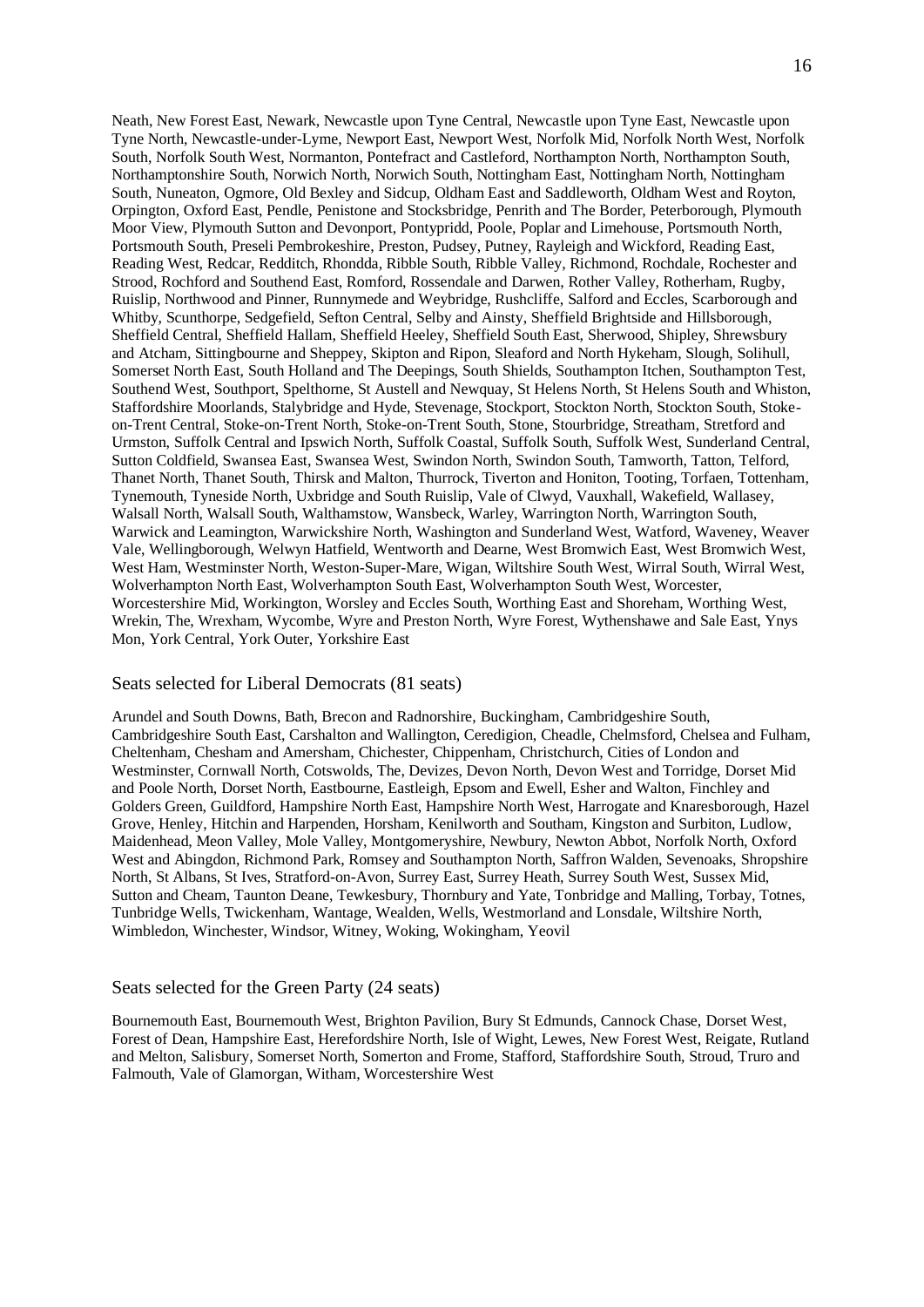Neath, New Forest East, Newark, Newcastle upon Tyne Central, Newcastle upon Tyne East, Newcastle upon Tyne North, Newcastle-under-Lyme, Newport East, Newport West, Norfolk Mid, Norfolk North West, Norfolk South, Norfolk South West, Normanton, Pontefract and Castleford, Northampton North, Northampton South, Northamptonshire South, Norwich North, Norwich South, Nottingham East, Nottingham North, Nottingham South, Nuneaton, Ogmore, Old Bexley and Sidcup, Oldham East and Saddleworth, Oldham West and Royton, Orpington, Oxford East, Pendle, Penistone and Stocksbridge, Penrith and The Border, Peterborough, Plymouth Moor View, Plymouth Sutton and Devonport, Pontypridd, Poole, Poplar and Limehouse, Portsmouth North, Portsmouth South, Preseli Pembrokeshire, Preston, Pudsey, Putney, Rayleigh and Wickford, Reading East, Reading West, Redcar, Redditch, Rhondda, Ribble South, Ribble Valley, Richmond, Rochdale, Rochester and Strood, Rochford and Southend East, Romford, Rossendale and Darwen, Rother Valley, Rotherham, Rugby, Ruislip, Northwood and Pinner, Runnymede and Weybridge, Rushcliffe, Salford and Eccles, Scarborough and Whitby, Scunthorpe, Sedgefield, Sefton Central, Selby and Ainsty, Sheffield Brightside and Hillsborough, Sheffield Central, Sheffield Hallam, Sheffield Heeley, Sheffield South East, Sherwood, Shipley, Shrewsbury and Atcham, Sittingbourne and Sheppey, Skipton and Ripon, Sleaford and North Hykeham, Slough, Solihull, Somerset North East, South Holland and The Deepings, South Shields, Southampton Itchen, Southampton Test, Southend West, Southport, Spelthorne, St Austell and Newquay, St Helens North, St Helens South and Whiston, Staffordshire Moorlands, Stalybridge and Hyde, Stevenage, Stockport, Stockton North, Stockton South, Stoke-on-Trent Central, Stoke-on-Trent North, Stoke-on-Trent South, Stone, Stourbridge, Streatham, Stretford and Urmston, Suffolk Central and Ipswich North, Suffolk Coastal, Suffolk South, Suffolk West, Sunderland Central, Sutton Coldfield, Swansea East, Swansea West, Swindon North, Swindon South, Tamworth, Tatton, Telford, Thanet North, Thanet South, Thirsk and Malton, Thurrock, Tiverton and Honiton, Tooting, Torfaen, Tottenham, Tynemouth, Tyneside North, Uxbridge and South Ruislip, Vale of Clwyd, Vauxhall, Wakefield, Wallasey, Walsall North, Walsall South, Walthamstow, Wansbeck, Warley, Warrington North, Warrington South, Warwick and Leamington, Warwickshire North, Washington and Sunderland West, Watford, Waveney, Weaver Vale, Wellingborough, Welwyn Hatfield, Wentworth and Dearne, West Bromwich East, West Bromwich West, West Ham, Westminster North, Weston-Super-Mare, Wigan, Wiltshire South West, Wirral South, Wirral West, Wolverhampton North East, Wolverhampton South East, Wolverhampton South West, Worcester, Worcestershire Mid, Workington, Worsley and Eccles South, Worthing East and Shoreham, Worthing West, Wrekin, The, Wrexham, Wycombe, Wyre and Preston North, Wyre Forest, Wythenshawe and Sale East, Ynys Mon, York Central, York Outer, Yorkshire East

## Seats selected for Liberal Democrats (81 seats)

Arundel and South Downs, Bath, Brecon and Radnorshire, Buckingham, Cambridgeshire South, Cambridgeshire South East, Carshalton and Wallington, Ceredigion, Cheadle, Chelmsford, Chelsea and Fulham, Cheltenham, Chesham and Amersham, Chichester, Chippenham, Christchurch, Cities of London and Westminster, Cornwall North, Cotswolds, The, Devizes, Devon North, Devon West and Torridge, Dorset Mid and Poole North, Dorset North, Eastbourne, Eastleigh, Epsom and Ewell, Esher and Walton, Finchley and Golders Green, Guildford, Hampshire North East, Hampshire North West, Harrogate and Knaresborough, Hazel Grove, Henley, Hitchin and Harpenden, Horsham, Kenilworth and Southam, Kingston and Surbiton, Ludlow, Maidenhead, Meon Valley, Mole Valley, Montgomeryshire, Newbury, Newton Abbot, Norfolk North, Oxford West and Abingdon, Richmond Park, Romsey and Southampton North, Saffron Walden, Sevenoaks, Shropshire North, St Albans, St Ives, Stratford-on-Avon, Surrey East, Surrey Heath, Surrey South West, Sussex Mid, Sutton and Cheam, Taunton Deane, Tewkesbury, Thornbury and Yate, Tonbridge and Malling, Torbay, Totnes, Tunbridge Wells, Twickenham, Wantage, Wealden, Wells, Westmorland and Lonsdale, Wiltshire North, Wimbledon, Winchester, Windsor, Witney, Woking, Wokingham, Yeovil

## Seats selected for the Green Party (24 seats)

Bournemouth East, Bournemouth West, Brighton Pavilion, Bury St Edmunds, Cannock Chase, Dorset West, Forest of Dean, Hampshire East, Herefordshire North, Isle of Wight, Lewes, New Forest West, Reigate, Rutland and Melton, Salisbury, Somerset North, Somerton and Frome, Stafford, Staffordshire South, Stroud, Truro and Falmouth, Vale of Glamorgan, Witham, Worcestershire West